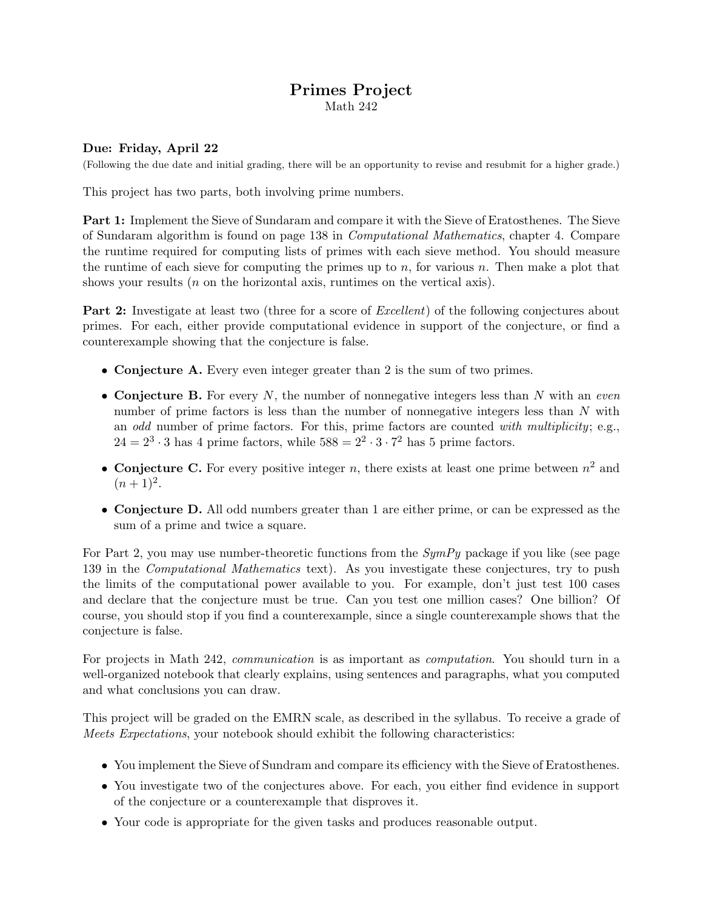# Primes Project

Math 242

**Due: Friday, April 22**

(Following the due date and initial grading, there will be an opportunity to revise and resubmit for a higher grade.)

This project has two parts, both involving prime numbers.

**Part 1:** Implement the Sieve of Sundaram and compare it with the Sieve of Eratosthenes. The Sieve of Sundaram algorithm is found on page 138 in *Computational Mathematics*, chapter 4. Compare the runtime required for computing lists of primes with each sieve method. You should measure the runtime of each sieve for computing the primes up to $n$, for various $n$. Then make a plot that shows your results ($n$ on the horizontal axis, runtimes on the vertical axis).

**Part 2:** Investigate at least two (three for a score of *Excellent*) of the following conjectures about primes. For each, either provide computational evidence in support of the conjecture, or find a counterexample showing that the conjecture is false.

- **Conjecture A.** Every even integer greater than 2 is the sum of two primes.
- **Conjecture B.** For every $N$, the number of nonnegative integers less than $N$ with an *even* number of prime factors is less than the number of nonnegative integers less than $N$ with an *odd* number of prime factors. For this, prime factors are counted *with multiplicity*; e.g., $24 = 2^3 \cdot 3$ has 4 prime factors, while $588 = 2^2 \cdot 3 \cdot 7^2$ has 5 prime factors.
- **Conjecture C.** For every positive integer $n$, there exists at least one prime between $n^2$ and $(n+1)^2$.
- **Conjecture D.** All odd numbers greater than 1 are either prime, or can be expressed as the sum of a prime and twice a square.

For Part 2, you may use number-theoretic functions from the *SymPy* package if you like (see page 139 in the *Computational Mathematics* text). As you investigate these conjectures, try to push the limits of the computational power available to you. For example, don't just test 100 cases and declare that the conjecture must be true. Can you test one million cases? One billion? Of course, you should stop if you find a counterexample, since a single counterexample shows that the conjecture is false.

For projects in Math 242, *communication* is as important as *computation*. You should turn in a well-organized notebook that clearly explains, using sentences and paragraphs, what you computed and what conclusions you can draw.

This project will be graded on the EMRN scale, as described in the syllabus. To receive a grade of *Meets Expectations*, your notebook should exhibit the following characteristics:

- You implement the Sieve of Sundram and compare its efficiency with the Sieve of Eratosthenes.
- You investigate two of the conjectures above. For each, you either find evidence in support of the conjecture or a counterexample that disproves it.
- Your code is appropriate for the given tasks and produces reasonable output.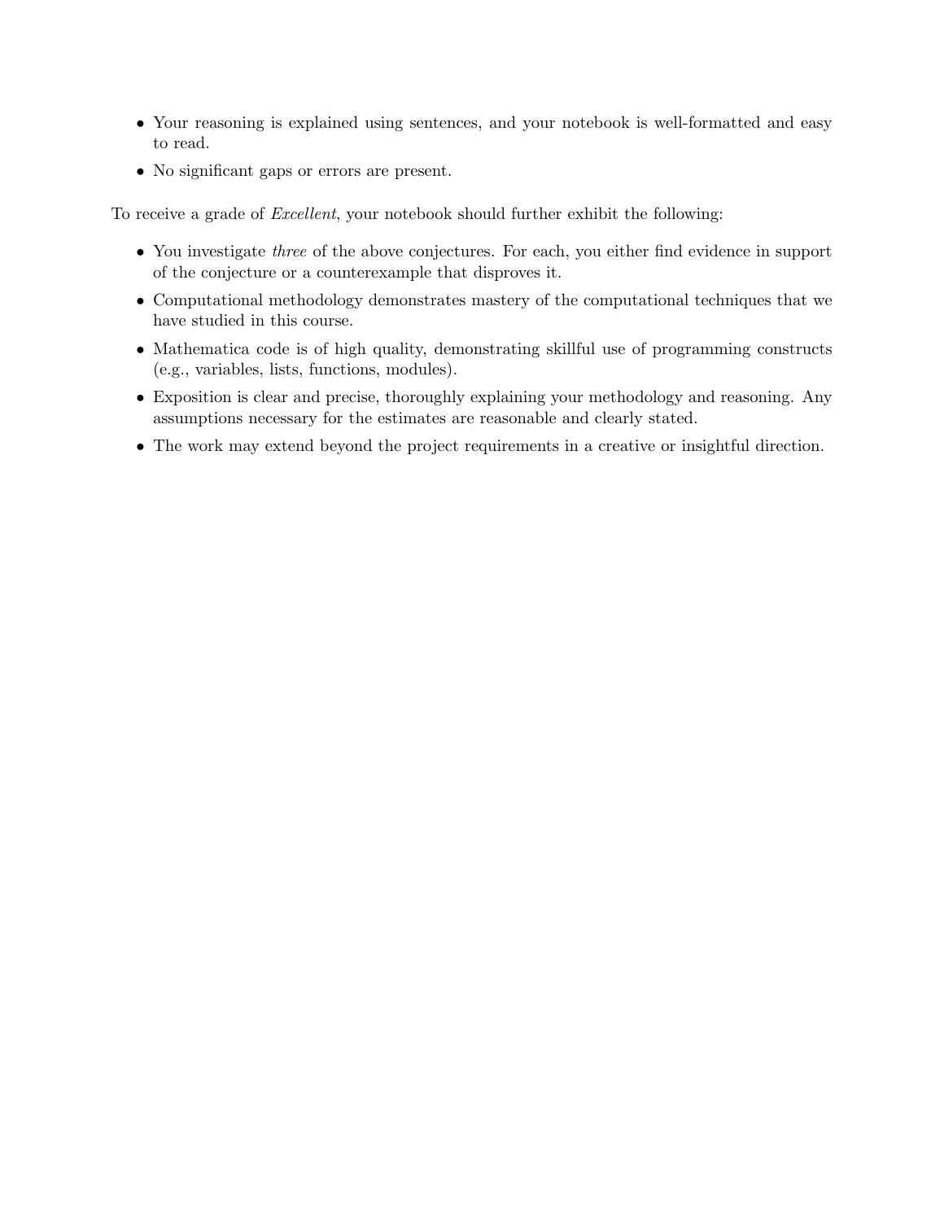- Your reasoning is explained using sentences, and your notebook is well-formatted and easy to read.
- No significant gaps or errors are present.

To receive a grade of *Excellent*, your notebook should further exhibit the following:

- You investigate *three* of the above conjectures. For each, you either find evidence in support of the conjecture or a counterexample that disproves it.
- Computational methodology demonstrates mastery of the computational techniques that we have studied in this course.
- Mathematica code is of high quality, demonstrating skillful use of programming constructs (e.g., variables, lists, functions, modules).
- Exposition is clear and precise, thoroughly explaining your methodology and reasoning. Any assumptions necessary for the estimates are reasonable and clearly stated.
- The work may extend beyond the project requirements in a creative or insightful direction.